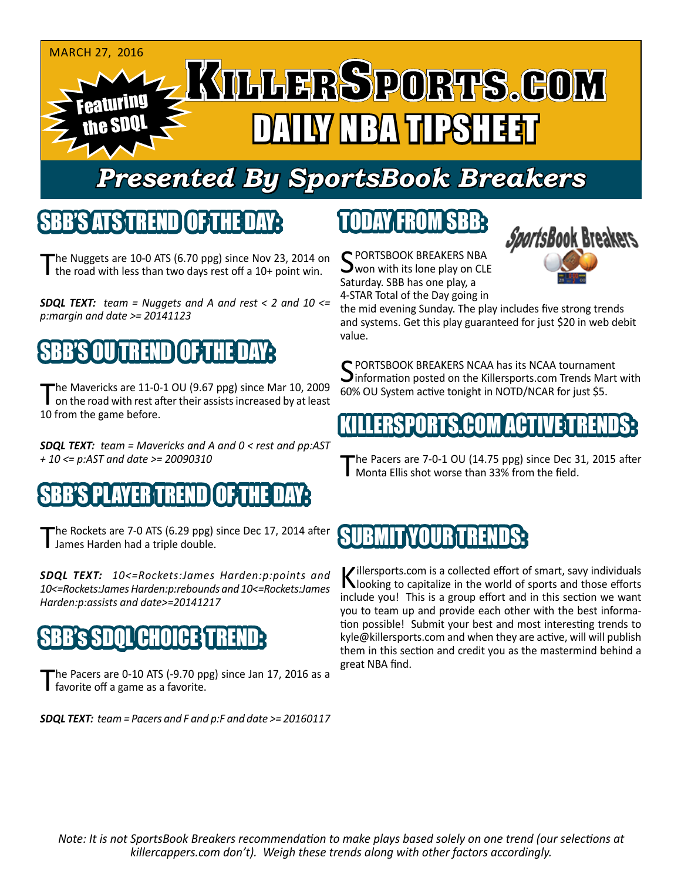MARCH 27, 2016

Featuring the SDQL

# KILLERSPORTS.COM DAILY NBA TIPSHEET

## Presented By SportsBook Breakers

## SBB'S ATS TREND OF THE DAY:

The Nuggets are 10-0 ATS (6.70 ppg) since Nov 23, 2014 on the road with less than two days rest off a 10+ point win.

***SDQL TEXT:*** *team = Nuggets and A and rest < 2 and 10 <= p:margin and date >= 20141123*

## SBB'S OU TREND OF THE DAY:

The Mavericks are 11-0-1 OU (9.67 ppg) since Mar 10, 2009 on the road with rest after their assists increased by at least 10 from the game before.

***SDQL TEXT:*** *team = Mavericks and A and 0 < rest and pp:AST + 10 <= p:AST and date >= 20090310*

## SBB'S PLAYER TREND OF THE DAY:

The Rockets are 7-0 ATS (6.29 ppg) since Dec 17, 2014 after James Harden had a triple double.

***SDQL TEXT:*** *10<=Rockets:James Harden:p:points and 10<=Rockets:James Harden:p:rebounds and 10<=Rockets:James Harden:p:assists and date>=20141217*

## SBB's SDQL CHOICE TREND:

The Pacers are 0-10 ATS (-9.70 ppg) since Jan 17, 2016 as a favorite off a game as a favorite.

***SDQL TEXT:*** *team = Pacers and F and p:F and date >= 20160117*

## TODAY FROM SBB:

SportsBook Breakers

SPORTSBOOK BREAKERS NBA won with its lone play on CLE Saturday. SBB has one play, a 4-STAR Total of the Day going in the mid evening Sunday. The play includes five strong trends and systems. Get this play guaranteed for just $20 in web debit value.

SPORTSBOOK BREAKERS NCAA has its NCAA tournament information posted on the Killersports.com Trends Mart with 60% OU System active tonight in NOTD/NCAR for just $5.

## KILLERSPORTS.COM ACTIVE TRENDS:

The Pacers are 7-0-1 OU (14.75 ppg) since Dec 31, 2015 after Monta Ellis shot worse than 33% from the field.

## SUBMIT YOUR TRENDS:

Killersports.com is a collected effort of smart, savy individuals looking to capitalize in the world of sports and those efforts include you! This is a group effort and in this section we want you to team up and provide each other with the best information possible! Submit your best and most interesting trends to kyle@killersports.com and when they are active, will will publish them in this section and credit you as the mastermind behind a great NBA find.

*Note: It is not SportsBook Breakers recommendation to make plays based solely on one trend (our selections at killercappers.com don't). Weigh these trends along with other factors accordingly.*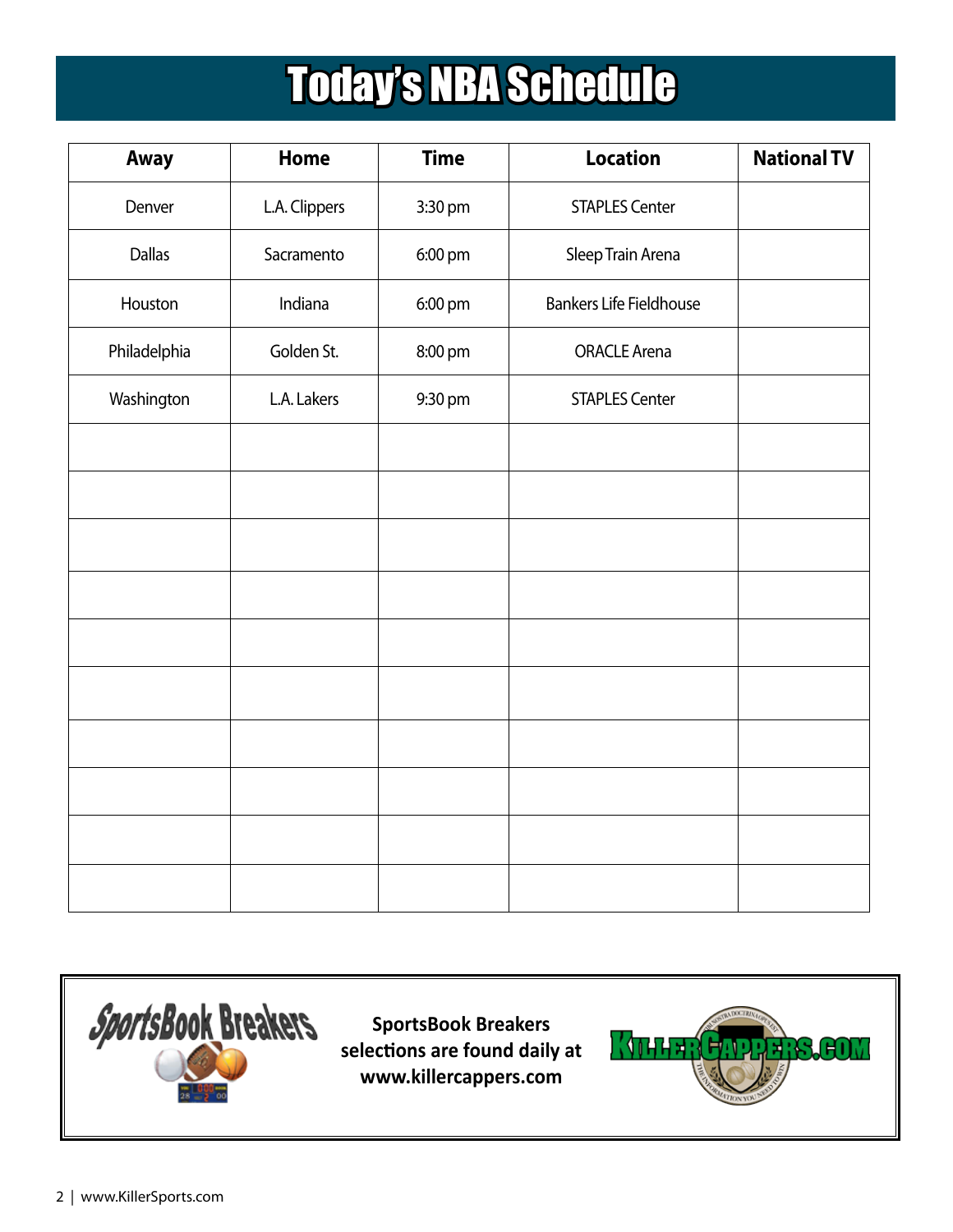# Today's NBA Schedule

| Away | Home | Time | Location | National TV |
|---|---|---|---|---|
| Denver | L.A. Clippers | 3:30 pm | STAPLES Center | |
| Dallas | Sacramento | 6:00 pm | Sleep Train Arena | |
| Houston | Indiana | 6:00 pm | Bankers Life Fieldhouse | |
| Philadelphia | Golden St. | 8:00 pm | ORACLE Arena | |
| Washington | L.A. Lakers | 9:30 pm | STAPLES Center | |
| | | | | |
| | | | | |
| | | | | |
| | | | | |
| | | | | |
| | | | | |
| | | | | |
| | | | | |
| | | | | |
| | | | | |

SportsBook Breakers

**SportsBook Breakers selections are found daily at www.killercappers.com**

KILLERCAPPERS.COM

www.KillerSports.com